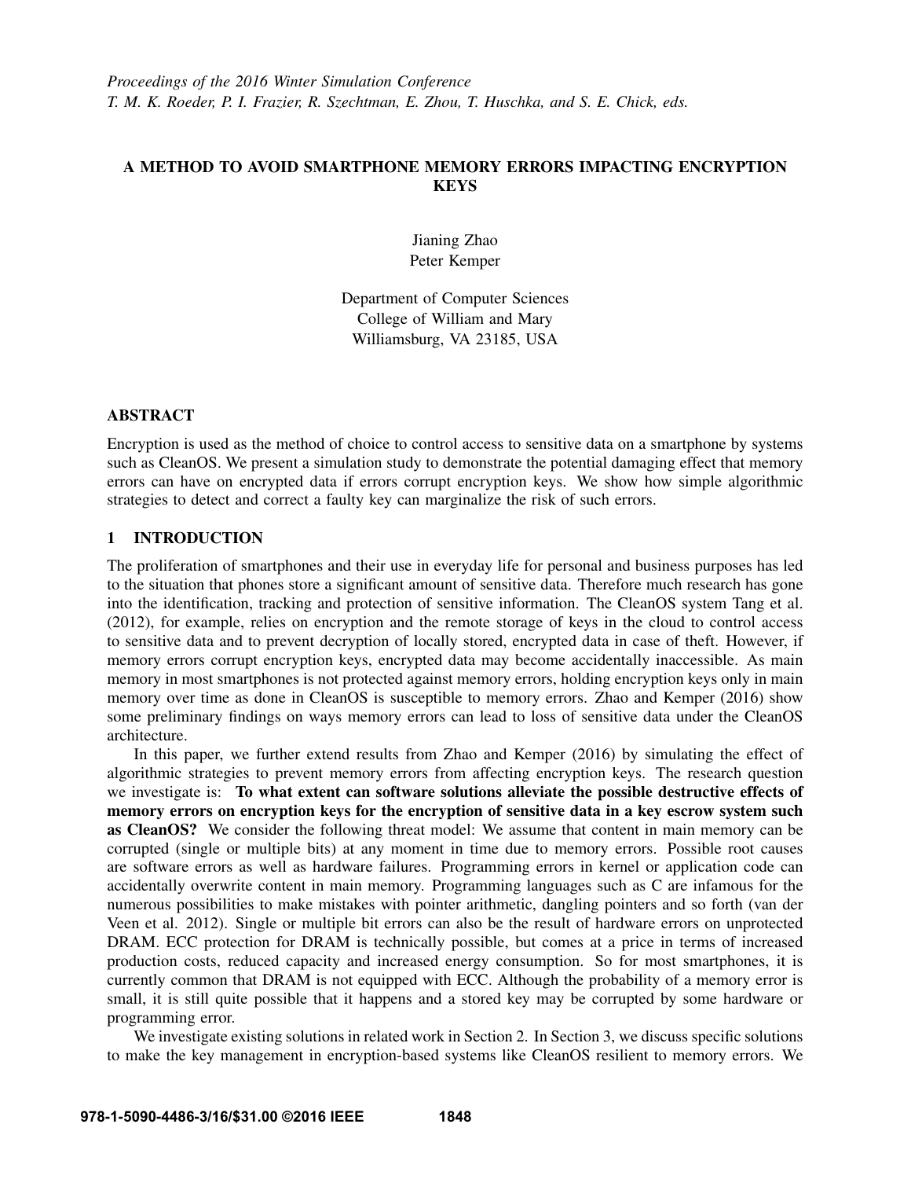*Proceedings of the 2016 Winter Simulation Conference*
*T. M. K. Roeder, P. I. Frazier, R. Szechtman, E. Zhou, T. Huschka, and S. E. Chick, eds.*

# A METHOD TO AVOID SMARTPHONE MEMORY ERRORS IMPACTING ENCRYPTION KEYS

Jianing Zhao
Peter Kemper

Department of Computer Sciences
College of William and Mary
Williamsburg, VA 23185, USA

## ABSTRACT

Encryption is used as the method of choice to control access to sensitive data on a smartphone by systems such as CleanOS. We present a simulation study to demonstrate the potential damaging effect that memory errors can have on encrypted data if errors corrupt encryption keys. We show how simple algorithmic strategies to detect and correct a faulty key can marginalize the risk of such errors.

## 1 INTRODUCTION

The proliferation of smartphones and their use in everyday life for personal and business purposes has led to the situation that phones store a significant amount of sensitive data. Therefore much research has gone into the identification, tracking and protection of sensitive information. The CleanOS system Tang et al. (2012), for example, relies on encryption and the remote storage of keys in the cloud to control access to sensitive data and to prevent decryption of locally stored, encrypted data in case of theft. However, if memory errors corrupt encryption keys, encrypted data may become accidentally inaccessible. As main memory in most smartphones is not protected against memory errors, holding encryption keys only in main memory over time as done in CleanOS is susceptible to memory errors. Zhao and Kemper (2016) show some preliminary findings on ways memory errors can lead to loss of sensitive data under the CleanOS architecture.

In this paper, we further extend results from Zhao and Kemper (2016) by simulating the effect of algorithmic strategies to prevent memory errors from affecting encryption keys. The research question we investigate is: **To what extent can software solutions alleviate the possible destructive effects of memory errors on encryption keys for the encryption of sensitive data in a key escrow system such as CleanOS?** We consider the following threat model: We assume that content in main memory can be corrupted (single or multiple bits) at any moment in time due to memory errors. Possible root causes are software errors as well as hardware failures. Programming errors in kernel or application code can accidentally overwrite content in main memory. Programming languages such as C are infamous for the numerous possibilities to make mistakes with pointer arithmetic, dangling pointers and so forth (van der Veen et al. 2012). Single or multiple bit errors can also be the result of hardware errors on unprotected DRAM. ECC protection for DRAM is technically possible, but comes at a price in terms of increased production costs, reduced capacity and increased energy consumption. So for most smartphones, it is currently common that DRAM is not equipped with ECC. Although the probability of a memory error is small, it is still quite possible that it happens and a stored key may be corrupted by some hardware or programming error.

We investigate existing solutions in related work in Section 2. In Section 3, we discuss specific solutions to make the key management in encryption-based systems like CleanOS resilient to memory errors. We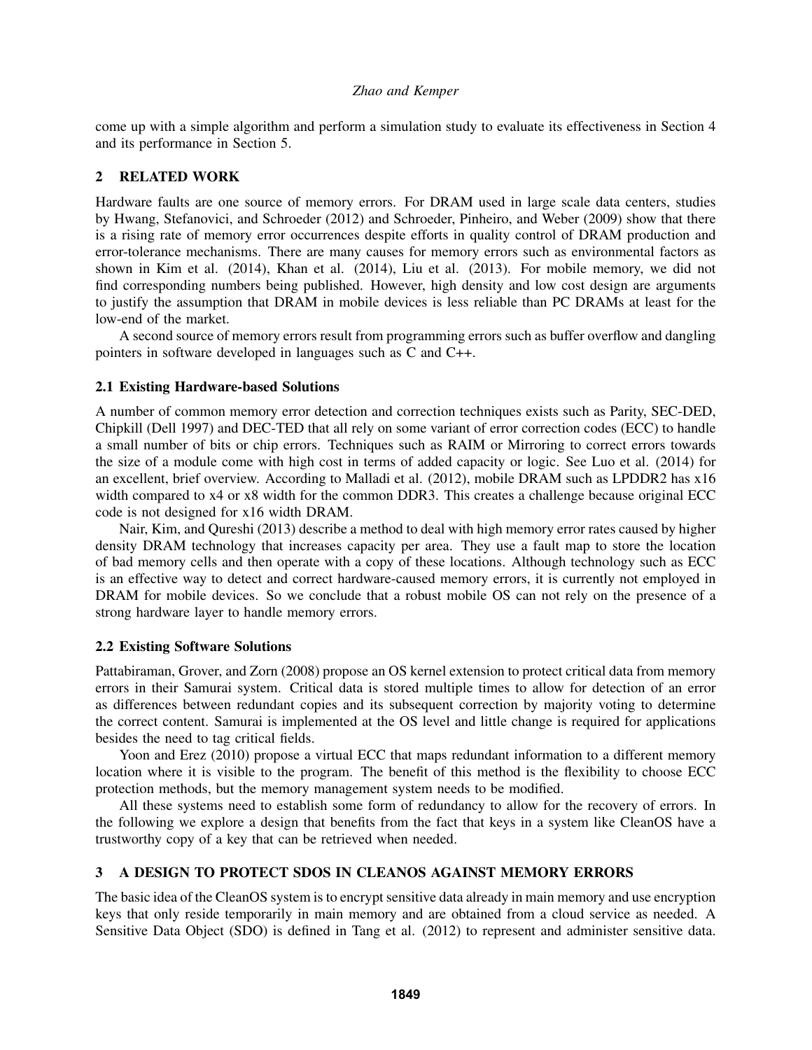come up with a simple algorithm and perform a simulation study to evaluate its effectiveness in Section 4 and its performance in Section 5.

## 2 RELATED WORK

Hardware faults are one source of memory errors. For DRAM used in large scale data centers, studies by Hwang, Stefanovici, and Schroeder (2012) and Schroeder, Pinheiro, and Weber (2009) show that there is a rising rate of memory error occurrences despite efforts in quality control of DRAM production and error-tolerance mechanisms. There are many causes for memory errors such as environmental factors as shown in Kim et al. (2014), Khan et al. (2014), Liu et al. (2013). For mobile memory, we did not find corresponding numbers being published. However, high density and low cost design are arguments to justify the assumption that DRAM in mobile devices is less reliable than PC DRAMs at least for the low-end of the market.

A second source of memory errors result from programming errors such as buffer overflow and dangling pointers in software developed in languages such as C and C++.

### 2.1 Existing Hardware-based Solutions

A number of common memory error detection and correction techniques exists such as Parity, SEC-DED, Chipkill (Dell 1997) and DEC-TED that all rely on some variant of error correction codes (ECC) to handle a small number of bits or chip errors. Techniques such as RAIM or Mirroring to correct errors towards the size of a module come with high cost in terms of added capacity or logic. See Luo et al. (2014) for an excellent, brief overview. According to Malladi et al. (2012), mobile DRAM such as LPDDR2 has x16 width compared to x4 or x8 width for the common DDR3. This creates a challenge because original ECC code is not designed for x16 width DRAM.

Nair, Kim, and Qureshi (2013) describe a method to deal with high memory error rates caused by higher density DRAM technology that increases capacity per area. They use a fault map to store the location of bad memory cells and then operate with a copy of these locations. Although technology such as ECC is an effective way to detect and correct hardware-caused memory errors, it is currently not employed in DRAM for mobile devices. So we conclude that a robust mobile OS can not rely on the presence of a strong hardware layer to handle memory errors.

### 2.2 Existing Software Solutions

Pattabiraman, Grover, and Zorn (2008) propose an OS kernel extension to protect critical data from memory errors in their Samurai system. Critical data is stored multiple times to allow for detection of an error as differences between redundant copies and its subsequent correction by majority voting to determine the correct content. Samurai is implemented at the OS level and little change is required for applications besides the need to tag critical fields.

Yoon and Erez (2010) propose a virtual ECC that maps redundant information to a different memory location where it is visible to the program. The benefit of this method is the flexibility to choose ECC protection methods, but the memory management system needs to be modified.

All these systems need to establish some form of redundancy to allow for the recovery of errors. In the following we explore a design that benefits from the fact that keys in a system like CleanOS have a trustworthy copy of a key that can be retrieved when needed.

## 3 A DESIGN TO PROTECT SDOS IN CLEANOS AGAINST MEMORY ERRORS

The basic idea of the CleanOS system is to encrypt sensitive data already in main memory and use encryption keys that only reside temporarily in main memory and are obtained from a cloud service as needed. A Sensitive Data Object (SDO) is defined in Tang et al. (2012) to represent and administer sensitive data.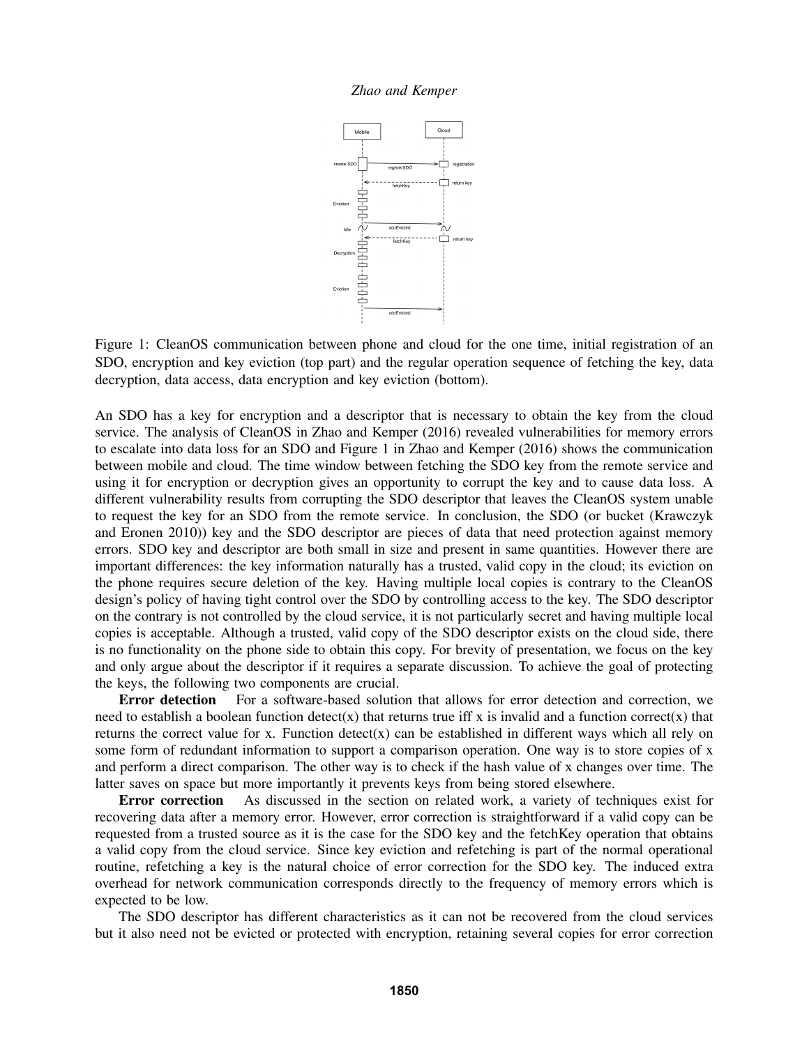Mobile

Cloud

create SDO

registerSDO

registration

fetchKey

return key

Eviction

Idle

sdoEvicted

fetchKey

return key

Decryption

Eviction

sdoEvicted

Figure 1: CleanOS communication between phone and cloud for the one time, initial registration of an SDO, encryption and key eviction (top part) and the regular operation sequence of fetching the key, data decryption, data access, data encryption and key eviction (bottom).

An SDO has a key for encryption and a descriptor that is necessary to obtain the key from the cloud service. The analysis of CleanOS in Zhao and Kemper (2016) revealed vulnerabilities for memory errors to escalate into data loss for an SDO and Figure 1 in Zhao and Kemper (2016) shows the communication between mobile and cloud. The time window between fetching the SDO key from the remote service and using it for encryption or decryption gives an opportunity to corrupt the key and to cause data loss. A different vulnerability results from corrupting the SDO descriptor that leaves the CleanOS system unable to request the key for an SDO from the remote service. In conclusion, the SDO (or bucket (Krawczyk and Eronen 2010)) key and the SDO descriptor are pieces of data that need protection against memory errors. SDO key and descriptor are both small in size and present in same quantities. However there are important differences: the key information naturally has a trusted, valid copy in the cloud; its eviction on the phone requires secure deletion of the key. Having multiple local copies is contrary to the CleanOS design's policy of having tight control over the SDO by controlling access to the key. The SDO descriptor on the contrary is not controlled by the cloud service, it is not particularly secret and having multiple local copies is acceptable. Although a trusted, valid copy of the SDO descriptor exists on the cloud side, there is no functionality on the phone side to obtain this copy. For brevity of presentation, we focus on the key and only argue about the descriptor if it requires a separate discussion. To achieve the goal of protecting the keys, the following two components are crucial.

**Error detection** For a software-based solution that allows for error detection and correction, we need to establish a boolean function detect(x) that returns true iff x is invalid and a function correct(x) that returns the correct value for x. Function detect(x) can be established in different ways which all rely on some form of redundant information to support a comparison operation. One way is to store copies of x and perform a direct comparison. The other way is to check if the hash value of x changes over time. The latter saves on space but more importantly it prevents keys from being stored elsewhere.

**Error correction** As discussed in the section on related work, a variety of techniques exist for recovering data after a memory error. However, error correction is straightforward if a valid copy can be requested from a trusted source as it is the case for the SDO key and the fetchKey operation that obtains a valid copy from the cloud service. Since key eviction and refetching is part of the normal operational routine, refetching a key is the natural choice of error correction for the SDO key. The induced extra overhead for network communication corresponds directly to the frequency of memory errors which is expected to be low.

The SDO descriptor has different characteristics as it can not be recovered from the cloud services but it also need not be evicted or protected with encryption, retaining several copies for error correction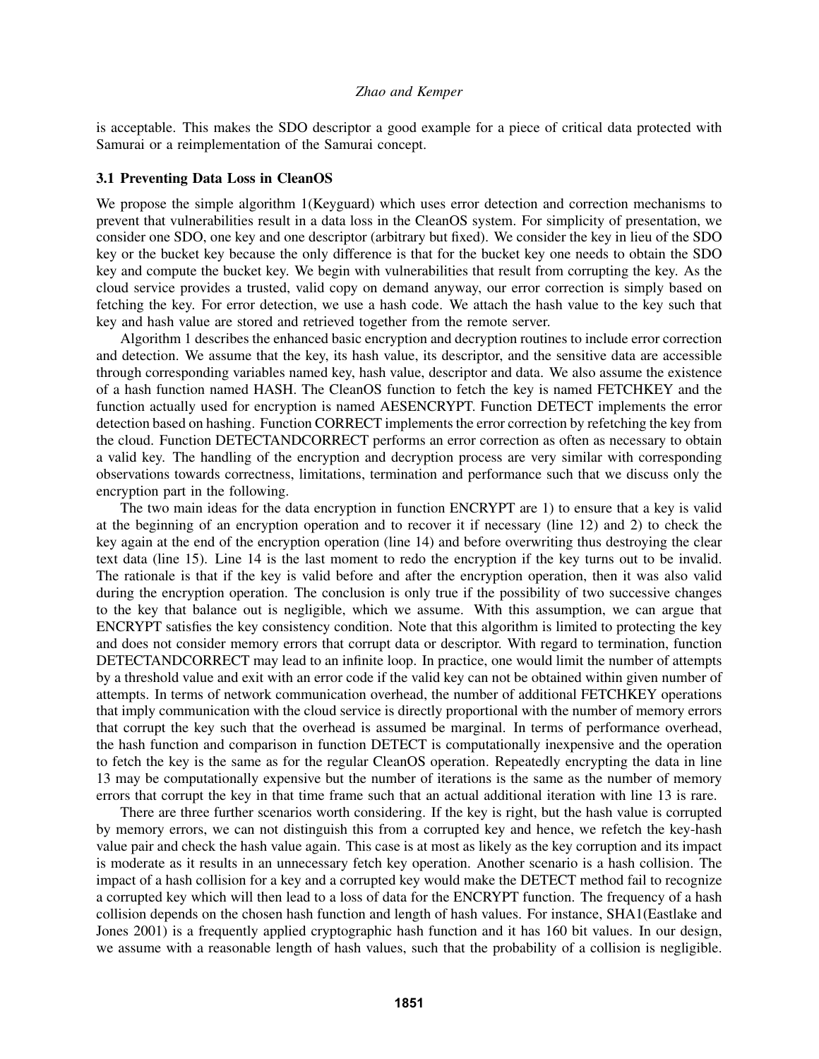is acceptable. This makes the SDO descriptor a good example for a piece of critical data protected with Samurai or a reimplementation of the Samurai concept.

### 3.1 Preventing Data Loss in CleanOS

We propose the simple algorithm 1(Keyguard) which uses error detection and correction mechanisms to prevent that vulnerabilities result in a data loss in the CleanOS system. For simplicity of presentation, we consider one SDO, one key and one descriptor (arbitrary but fixed). We consider the key in lieu of the SDO key or the bucket key because the only difference is that for the bucket key one needs to obtain the SDO key and compute the bucket key. We begin with vulnerabilities that result from corrupting the key. As the cloud service provides a trusted, valid copy on demand anyway, our error correction is simply based on fetching the key. For error detection, we use a hash code. We attach the hash value to the key such that key and hash value are stored and retrieved together from the remote server.

Algorithm 1 describes the enhanced basic encryption and decryption routines to include error correction and detection. We assume that the key, its hash value, its descriptor, and the sensitive data are accessible through corresponding variables named key, hash value, descriptor and data. We also assume the existence of a hash function named HASH. The CleanOS function to fetch the key is named FETCHKEY and the function actually used for encryption is named AESENCRYPT. Function DETECT implements the error detection based on hashing. Function CORRECT implements the error correction by refetching the key from the cloud. Function DETECTANDCORRECT performs an error correction as often as necessary to obtain a valid key. The handling of the encryption and decryption process are very similar with corresponding observations towards correctness, limitations, termination and performance such that we discuss only the encryption part in the following.

The two main ideas for the data encryption in function ENCRYPT are 1) to ensure that a key is valid at the beginning of an encryption operation and to recover it if necessary (line 12) and 2) to check the key again at the end of the encryption operation (line 14) and before overwriting thus destroying the clear text data (line 15). Line 14 is the last moment to redo the encryption if the key turns out to be invalid. The rationale is that if the key is valid before and after the encryption operation, then it was also valid during the encryption operation. The conclusion is only true if the possibility of two successive changes to the key that balance out is negligible, which we assume. With this assumption, we can argue that ENCRYPT satisfies the key consistency condition. Note that this algorithm is limited to protecting the key and does not consider memory errors that corrupt data or descriptor. With regard to termination, function DETECTANDCORRECT may lead to an infinite loop. In practice, one would limit the number of attempts by a threshold value and exit with an error code if the valid key can not be obtained within given number of attempts. In terms of network communication overhead, the number of additional FETCHKEY operations that imply communication with the cloud service is directly proportional with the number of memory errors that corrupt the key such that the overhead is assumed be marginal. In terms of performance overhead, the hash function and comparison in function DETECT is computationally inexpensive and the operation to fetch the key is the same as for the regular CleanOS operation. Repeatedly encrypting the data in line 13 may be computationally expensive but the number of iterations is the same as the number of memory errors that corrupt the key in that time frame such that an actual additional iteration with line 13 is rare.

There are three further scenarios worth considering. If the key is right, but the hash value is corrupted by memory errors, we can not distinguish this from a corrupted key and hence, we refetch the key-hash value pair and check the hash value again. This case is at most as likely as the key corruption and its impact is moderate as it results in an unnecessary fetch key operation. Another scenario is a hash collision. The impact of a hash collision for a key and a corrupted key would make the DETECT method fail to recognize a corrupted key which will then lead to a loss of data for the ENCRYPT function. The frequency of a hash collision depends on the chosen hash function and length of hash values. For instance, SHA1(Eastlake and Jones 2001) is a frequently applied cryptographic hash function and it has 160 bit values. In our design, we assume with a reasonable length of hash values, such that the probability of a collision is negligible.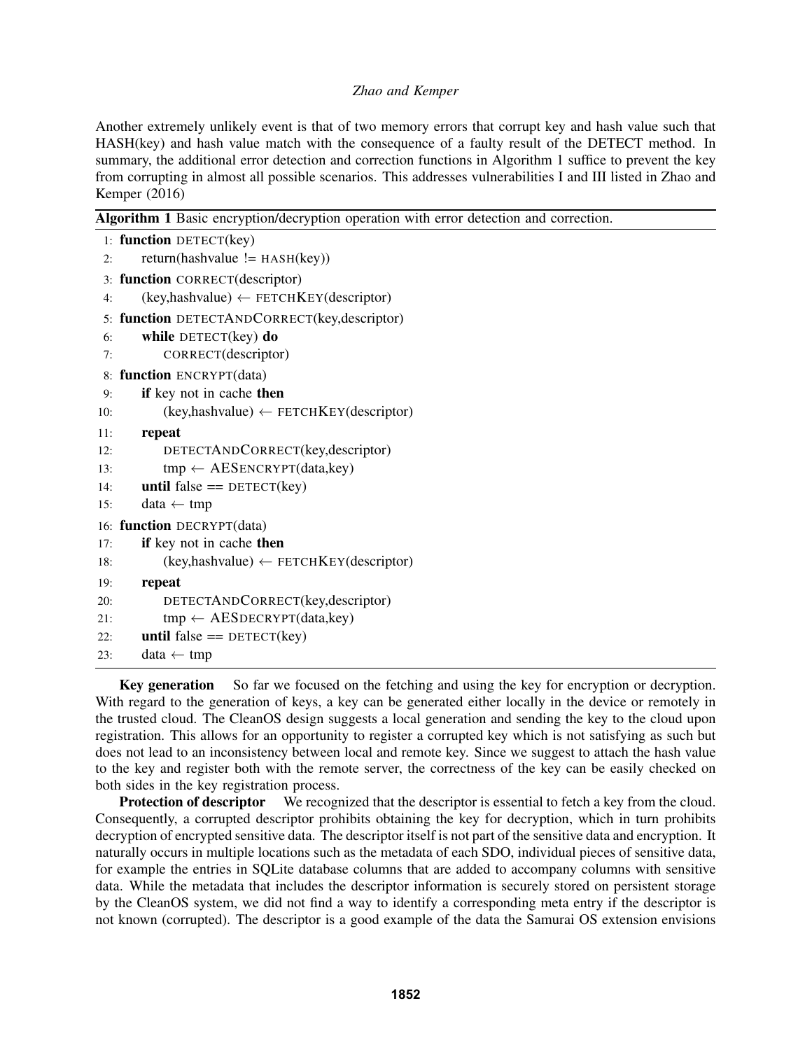Another extremely unlikely event is that of two memory errors that corrupt key and hash value such that HASH(key) and hash value match with the consequence of a faulty result of the DETECT method. In summary, the additional error detection and correction functions in Algorithm 1 suffice to prevent the key from corrupting in almost all possible scenarios. This addresses vulnerabilities I and III listed in Zhao and Kemper (2016)

**Algorithm 1** Basic encryption/decryption operation with error detection and correction.

```
 1: function DETECT(key)
 2:     return(hashvalue != HASH(key))
 3: function CORRECT(descriptor)
 4:     (key,hashvalue) ← FETCHKEY(descriptor)
 5: function DETECTANDCORRECT(key,descriptor)
 6:     while DETECT(key) do
 7:         CORRECT(descriptor)
 8: function ENCRYPT(data)
 9:     if key not in cache then
10:         (key,hashvalue) ← FETCHKEY(descriptor)
11:     repeat
12:         DETECTANDCORRECT(key,descriptor)
13:         tmp ← AESENCRYPT(data,key)
14:     until false == DETECT(key)
15:     data ← tmp
16: function DECRYPT(data)
17:     if key not in cache then
18:         (key,hashvalue) ← FETCHKEY(descriptor)
19:     repeat
20:         DETECTANDCORRECT(key,descriptor)
21:         tmp ← AESDECRYPT(data,key)
22:     until false == DETECT(key)
23:     data ← tmp
```

**Key generation** So far we focused on the fetching and using the key for encryption or decryption. With regard to the generation of keys, a key can be generated either locally in the device or remotely in the trusted cloud. The CleanOS design suggests a local generation and sending the key to the cloud upon registration. This allows for an opportunity to register a corrupted key which is not satisfying as such but does not lead to an inconsistency between local and remote key. Since we suggest to attach the hash value to the key and register both with the remote server, the correctness of the key can be easily checked on both sides in the key registration process.

**Protection of descriptor** We recognized that the descriptor is essential to fetch a key from the cloud. Consequently, a corrupted descriptor prohibits obtaining the key for decryption, which in turn prohibits decryption of encrypted sensitive data. The descriptor itself is not part of the sensitive data and encryption. It naturally occurs in multiple locations such as the metadata of each SDO, individual pieces of sensitive data, for example the entries in SQLite database columns that are added to accompany columns with sensitive data. While the metadata that includes the descriptor information is securely stored on persistent storage by the CleanOS system, we did not find a way to identify a corresponding meta entry if the descriptor is not known (corrupted). The descriptor is a good example of the data the Samurai OS extension envisions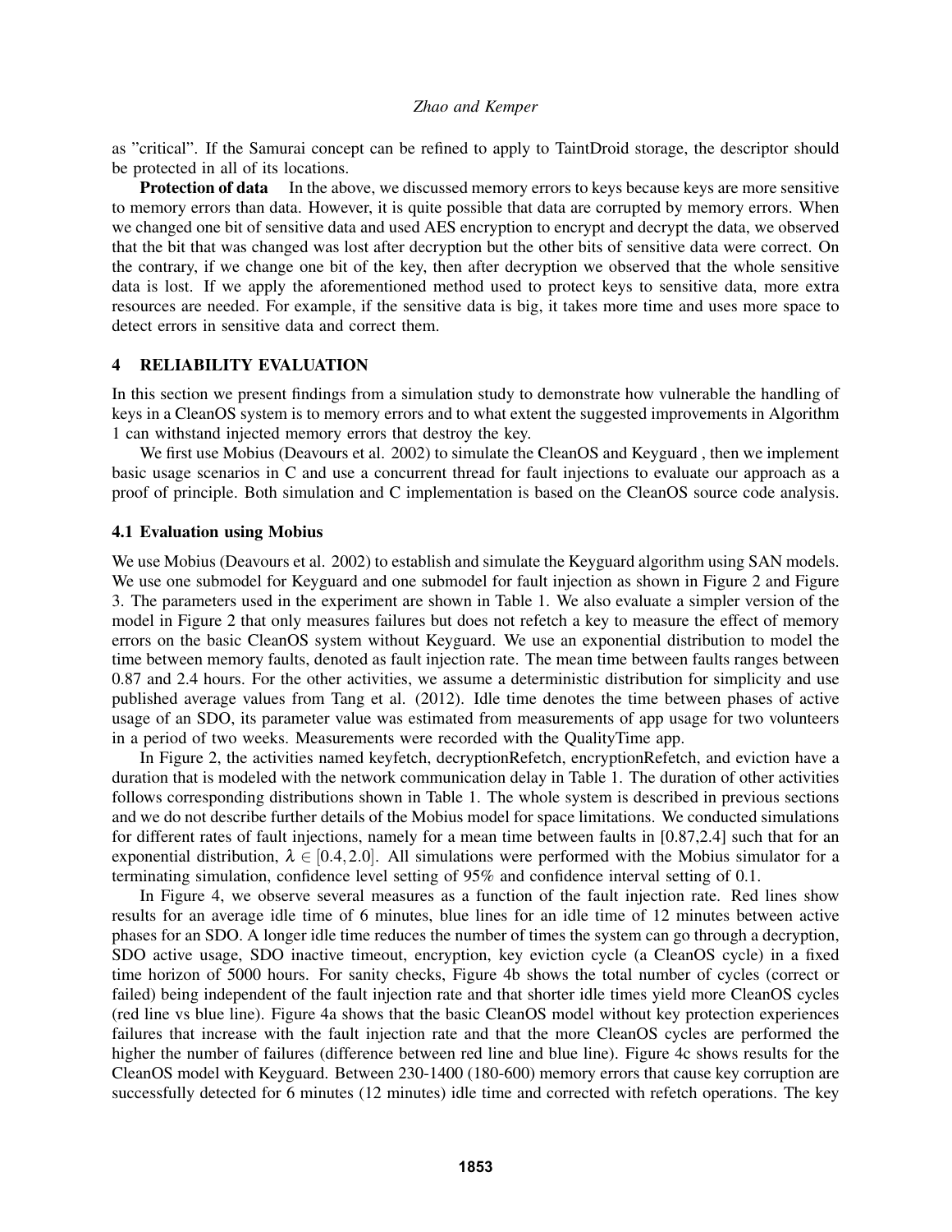as "critical". If the Samurai concept can be refined to apply to TaintDroid storage, the descriptor should be protected in all of its locations.

**Protection of data** In the above, we discussed memory errors to keys because keys are more sensitive to memory errors than data. However, it is quite possible that data are corrupted by memory errors. When we changed one bit of sensitive data and used AES encryption to encrypt and decrypt the data, we observed that the bit that was changed was lost after decryption but the other bits of sensitive data were correct. On the contrary, if we change one bit of the key, then after decryption we observed that the whole sensitive data is lost. If we apply the aforementioned method used to protect keys to sensitive data, more extra resources are needed. For example, if the sensitive data is big, it takes more time and uses more space to detect errors in sensitive data and correct them.

## 4 RELIABILITY EVALUATION

In this section we present findings from a simulation study to demonstrate how vulnerable the handling of keys in a CleanOS system is to memory errors and to what extent the suggested improvements in Algorithm 1 can withstand injected memory errors that destroy the key.

We first use Mobius (Deavours et al. 2002) to simulate the CleanOS and Keyguard , then we implement basic usage scenarios in C and use a concurrent thread for fault injections to evaluate our approach as a proof of principle. Both simulation and C implementation is based on the CleanOS source code analysis.

### 4.1 Evaluation using Mobius

We use Mobius (Deavours et al. 2002) to establish and simulate the Keyguard algorithm using SAN models. We use one submodel for Keyguard and one submodel for fault injection as shown in Figure 2 and Figure 3. The parameters used in the experiment are shown in Table 1. We also evaluate a simpler version of the model in Figure 2 that only measures failures but does not refetch a key to measure the effect of memory errors on the basic CleanOS system without Keyguard. We use an exponential distribution to model the time between memory faults, denoted as fault injection rate. The mean time between faults ranges between 0.87 and 2.4 hours. For the other activities, we assume a deterministic distribution for simplicity and use published average values from Tang et al. (2012). Idle time denotes the time between phases of active usage of an SDO, its parameter value was estimated from measurements of app usage for two volunteers in a period of two weeks. Measurements were recorded with the QualityTime app.

In Figure 2, the activities named keyfetch, decryptionRefetch, encryptionRefetch, and eviction have a duration that is modeled with the network communication delay in Table 1. The duration of other activities follows corresponding distributions shown in Table 1. The whole system is described in previous sections and we do not describe further details of the Mobius model for space limitations. We conducted simulations for different rates of fault injections, namely for a mean time between faults in [0.87,2.4] such that for an exponential distribution, $\lambda \in [0.4, 2.0]$. All simulations were performed with the Mobius simulator for a terminating simulation, confidence level setting of 95% and confidence interval setting of 0.1.

In Figure 4, we observe several measures as a function of the fault injection rate. Red lines show results for an average idle time of 6 minutes, blue lines for an idle time of 12 minutes between active phases for an SDO. A longer idle time reduces the number of times the system can go through a decryption, SDO active usage, SDO inactive timeout, encryption, key eviction cycle (a CleanOS cycle) in a fixed time horizon of 5000 hours. For sanity checks, Figure 4b shows the total number of cycles (correct or failed) being independent of the fault injection rate and that shorter idle times yield more CleanOS cycles (red line vs blue line). Figure 4a shows that the basic CleanOS model without key protection experiences failures that increase with the fault injection rate and that the more CleanOS cycles are performed the higher the number of failures (difference between red line and blue line). Figure 4c shows results for the CleanOS model with Keyguard. Between 230-1400 (180-600) memory errors that cause key corruption are successfully detected for 6 minutes (12 minutes) idle time and corrected with refetch operations. The key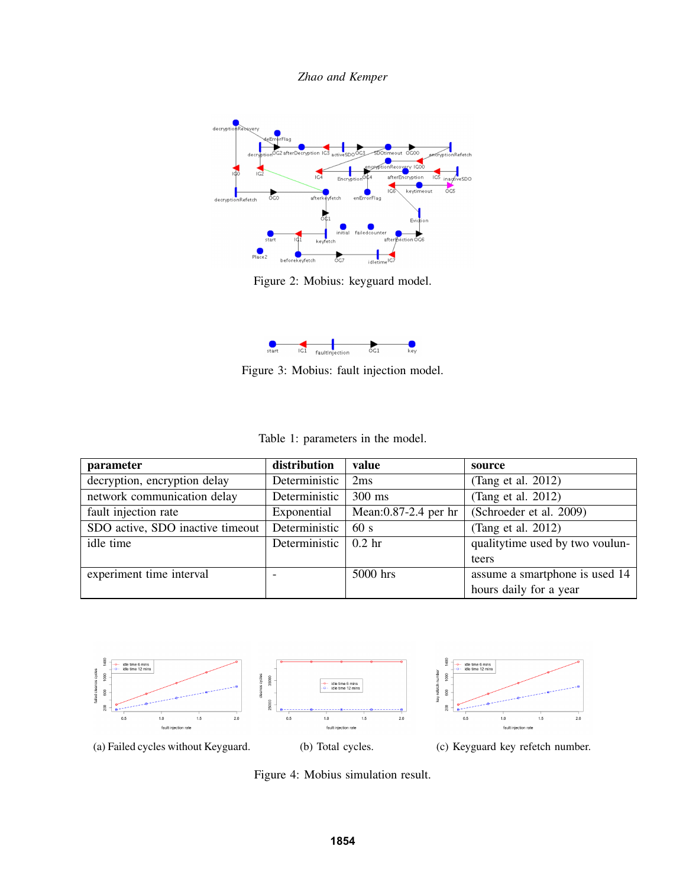Figure 2: Mobius: keyguard model.

Figure 3: Mobius: fault injection model.

Table 1: parameters in the model.

| parameter | distribution | value | source |
|---|---|---|---|
| decryption, encryption delay | Deterministic | 2ms | (Tang et al. 2012) |
| network communication delay | Deterministic | 300 ms | (Tang et al. 2012) |
| fault injection rate | Exponential | Mean:0.87-2.4 per hr | (Schroeder et al. 2009) |
| SDO active, SDO inactive timeout | Deterministic | 60 s | (Tang et al. 2012) |
| idle time | Deterministic | 0.2 hr | qualitytime used by two voulunteers |
| experiment time interval | - | 5000 hrs | assume a smartphone is used 14 hours daily for a year |

(a) Failed cycles without Keyguard.

(b) Total cycles.

(c) Keyguard key refetch number.

Figure 4: Mobius simulation result.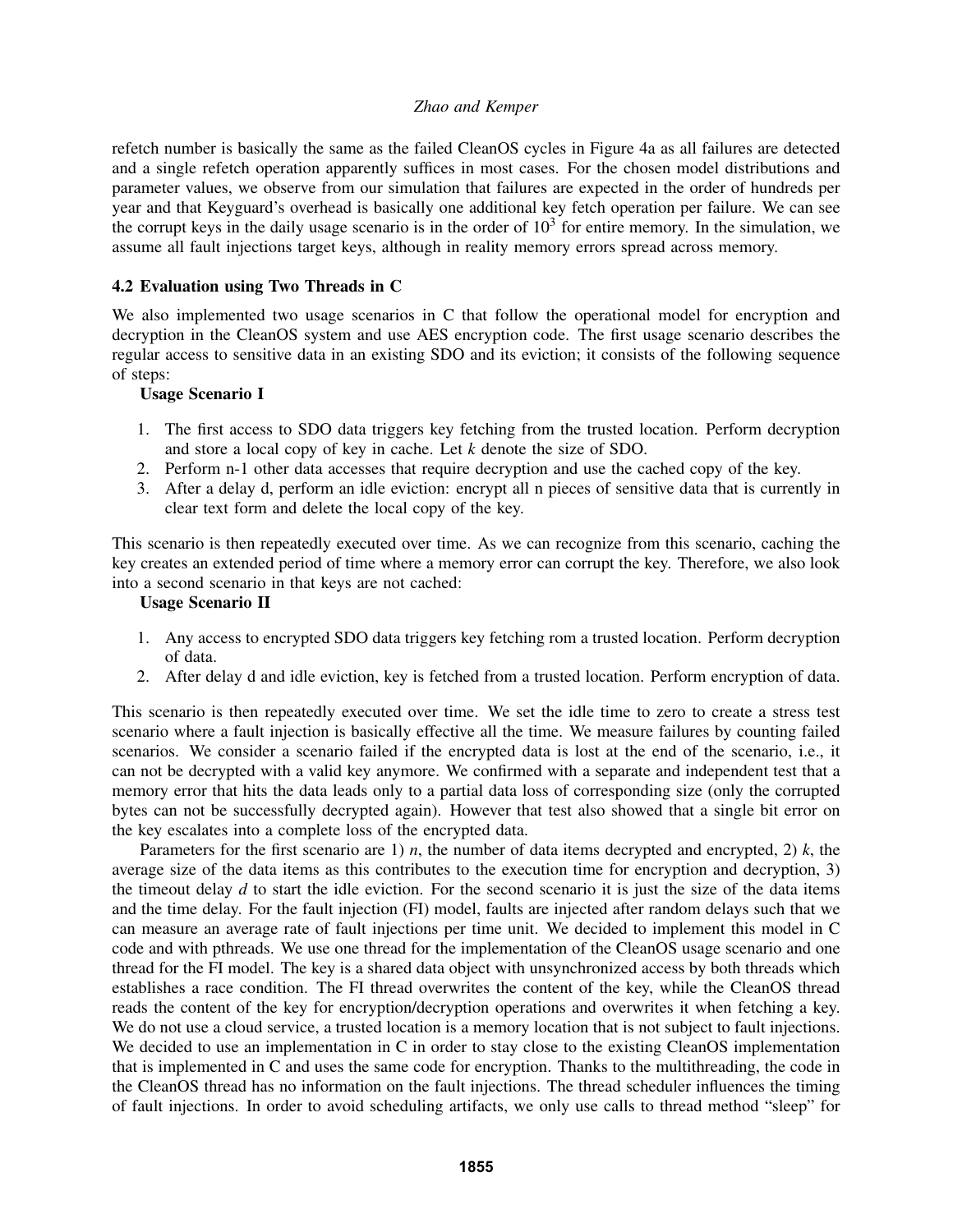refetch number is basically the same as the failed CleanOS cycles in Figure 4a as all failures are detected and a single refetch operation apparently suffices in most cases. For the chosen model distributions and parameter values, we observe from our simulation that failures are expected in the order of hundreds per year and that Keyguard's overhead is basically one additional key fetch operation per failure. We can see the corrupt keys in the daily usage scenario is in the order of $10^3$ for entire memory. In the simulation, we assume all fault injections target keys, although in reality memory errors spread across memory.

### 4.2 Evaluation using Two Threads in C

We also implemented two usage scenarios in C that follow the operational model for encryption and decryption in the CleanOS system and use AES encryption code. The first usage scenario describes the regular access to sensitive data in an existing SDO and its eviction; it consists of the following sequence of steps:

**Usage Scenario I**

1. The first access to SDO data triggers key fetching from the trusted location. Perform decryption and store a local copy of key in cache. Let $k$ denote the size of SDO.
2. Perform n-1 other data accesses that require decryption and use the cached copy of the key.
3. After a delay d, perform an idle eviction: encrypt all n pieces of sensitive data that is currently in clear text form and delete the local copy of the key.

This scenario is then repeatedly executed over time. As we can recognize from this scenario, caching the key creates an extended period of time where a memory error can corrupt the key. Therefore, we also look into a second scenario in that keys are not cached:

**Usage Scenario II**

1. Any access to encrypted SDO data triggers key fetching rom a trusted location. Perform decryption of data.
2. After delay d and idle eviction, key is fetched from a trusted location. Perform encryption of data.

This scenario is then repeatedly executed over time. We set the idle time to zero to create a stress test scenario where a fault injection is basically effective all the time. We measure failures by counting failed scenarios. We consider a scenario failed if the encrypted data is lost at the end of the scenario, i.e., it can not be decrypted with a valid key anymore. We confirmed with a separate and independent test that a memory error that hits the data leads only to a partial data loss of corresponding size (only the corrupted bytes can not be successfully decrypted again). However that test also showed that a single bit error on the key escalates into a complete loss of the encrypted data.

Parameters for the first scenario are 1) $n$, the number of data items decrypted and encrypted, 2) $k$, the average size of the data items as this contributes to the execution time for encryption and decryption, 3) the timeout delay $d$ to start the idle eviction. For the second scenario it is just the size of the data items and the time delay. For the fault injection (FI) model, faults are injected after random delays such that we can measure an average rate of fault injections per time unit. We decided to implement this model in C code and with pthreads. We use one thread for the implementation of the CleanOS usage scenario and one thread for the FI model. The key is a shared data object with unsynchronized access by both threads which establishes a race condition. The FI thread overwrites the content of the key, while the CleanOS thread reads the content of the key for encryption/decryption operations and overwrites it when fetching a key. We do not use a cloud service, a trusted location is a memory location that is not subject to fault injections. We decided to use an implementation in C in order to stay close to the existing CleanOS implementation that is implemented in C and uses the same code for encryption. Thanks to the multithreading, the code in the CleanOS thread has no information on the fault injections. The thread scheduler influences the timing of fault injections. In order to avoid scheduling artifacts, we only use calls to thread method "sleep" for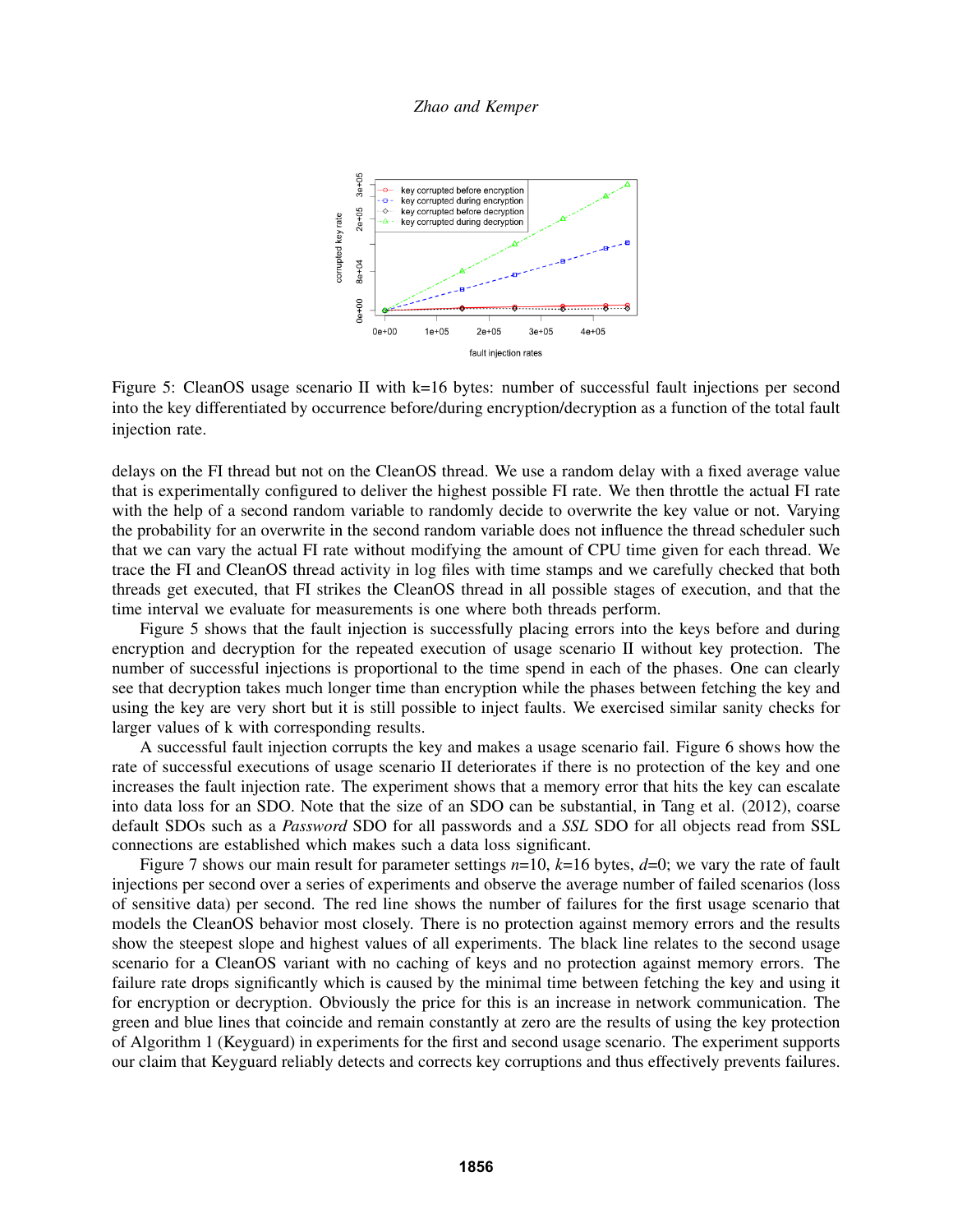corrupted key rate

0e+00
8e+04
2e+05
3e+05

key corrupted before encryption
key corrupted during encryption
key corrupted before decryption
key corrupted during decryption

0e+00
1e+05
2e+05
3e+05
4e+05

fault injection rates

Figure 5: CleanOS usage scenario II with k=16 bytes: number of successful fault injections per second into the key differentiated by occurrence before/during encryption/decryption as a function of the total fault injection rate.

delays on the FI thread but not on the CleanOS thread. We use a random delay with a fixed average value that is experimentally configured to deliver the highest possible FI rate. We then throttle the actual FI rate with the help of a second random variable to randomly decide to overwrite the key value or not. Varying the probability for an overwrite in the second random variable does not influence the thread scheduler such that we can vary the actual FI rate without modifying the amount of CPU time given for each thread. We trace the FI and CleanOS thread activity in log files with time stamps and we carefully checked that both threads get executed, that FI strikes the CleanOS thread in all possible stages of execution, and that the time interval we evaluate for measurements is one where both threads perform.

Figure 5 shows that the fault injection is successfully placing errors into the keys before and during encryption and decryption for the repeated execution of usage scenario II without key protection. The number of successful injections is proportional to the time spend in each of the phases. One can clearly see that decryption takes much longer time than encryption while the phases between fetching the key and using the key are very short but it is still possible to inject faults. We exercised similar sanity checks for larger values of k with corresponding results.

A successful fault injection corrupts the key and makes a usage scenario fail. Figure 6 shows how the rate of successful executions of usage scenario II deteriorates if there is no protection of the key and one increases the fault injection rate. The experiment shows that a memory error that hits the key can escalate into data loss for an SDO. Note that the size of an SDO can be substantial, in Tang et al. (2012), coarse default SDOs such as a *Password* SDO for all passwords and a *SSL* SDO for all objects read from SSL connections are established which makes such a data loss significant.

Figure 7 shows our main result for parameter settings $n$=10, $k$=16 bytes, $d$=0; we vary the rate of fault injections per second over a series of experiments and observe the average number of failed scenarios (loss of sensitive data) per second. The red line shows the number of failures for the first usage scenario that models the CleanOS behavior most closely. There is no protection against memory errors and the results show the steepest slope and highest values of all experiments. The black line relates to the second usage scenario for a CleanOS variant with no caching of keys and no protection against memory errors. The failure rate drops significantly which is caused by the minimal time between fetching the key and using it for encryption or decryption. Obviously the price for this is an increase in network communication. The green and blue lines that coincide and remain constantly at zero are the results of using the key protection of Algorithm 1 (Keyguard) in experiments for the first and second usage scenario. The experiment supports our claim that Keyguard reliably detects and corrects key corruptions and thus effectively prevents failures.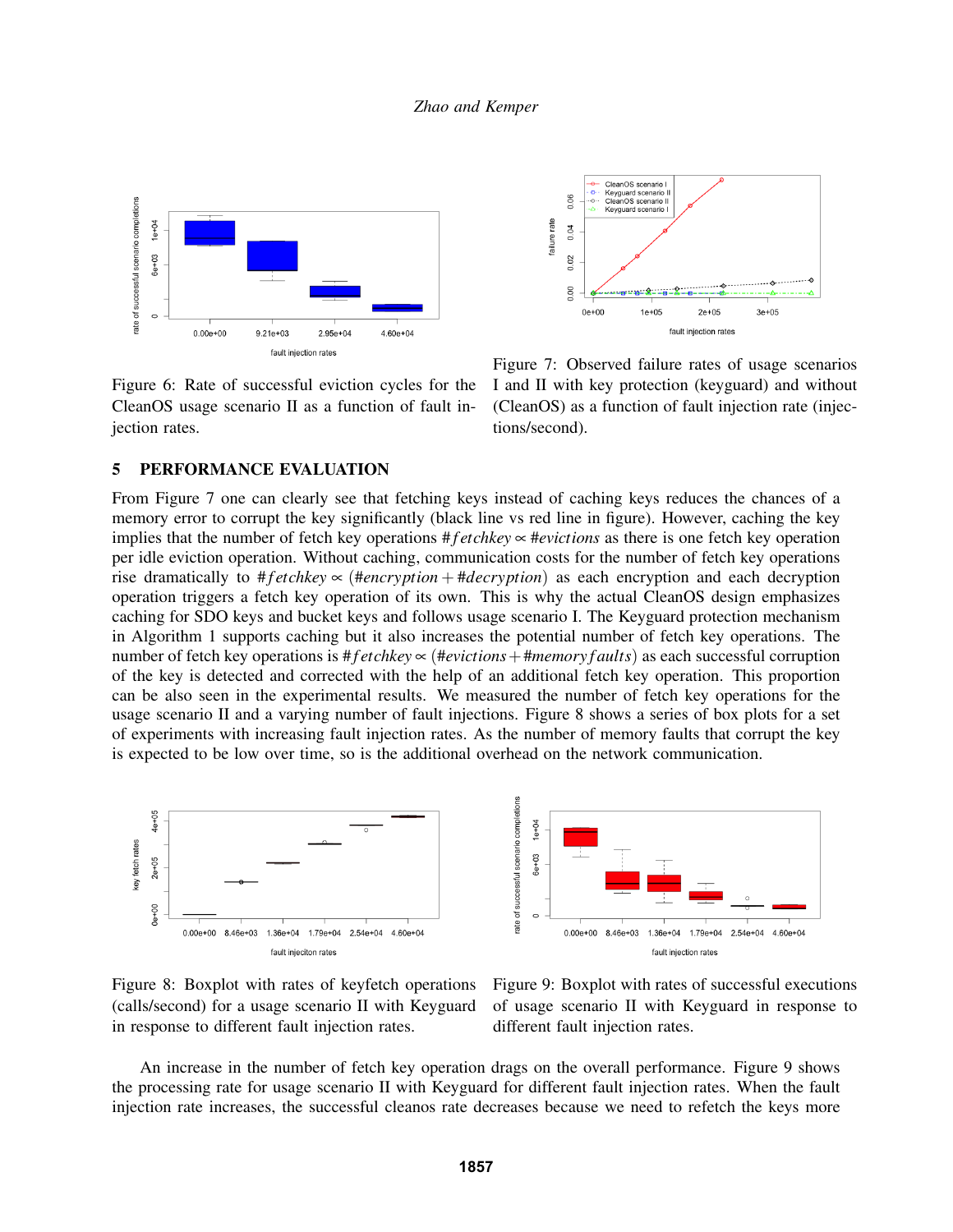Figure 6: Rate of successful eviction cycles for the CleanOS usage scenario II as a function of fault injection rates.

Figure 7: Observed failure rates of usage scenarios I and II with key protection (keyguard) and without (CleanOS) as a function of fault injection rate (injections/second).

## 5 PERFORMANCE EVALUATION

From Figure 7 one can clearly see that fetching keys instead of caching keys reduces the chances of a memory error to corrupt the key significantly (black line vs red line in figure). However, caching the key implies that the number of fetch key operations $\#fetchkey \propto \#evictions$ as there is one fetch key operation per idle eviction operation. Without caching, communication costs for the number of fetch key operations rise dramatically to $\#fetchkey \propto (\#encryption + \#decryption)$ as each encryption and each decryption operation triggers a fetch key operation of its own. This is why the actual CleanOS design emphasizes caching for SDO keys and bucket keys and follows usage scenario I. The Keyguard protection mechanism in Algorithm 1 supports caching but it also increases the potential number of fetch key operations. The number of fetch key operations is $\#fetchkey \propto (\#evictions + \#memoryfaults)$ as each successful corruption of the key is detected and corrected with the help of an additional fetch key operation. This proportion can be also seen in the experimental results. We measured the number of fetch key operations for the usage scenario II and a varying number of fault injections. Figure 8 shows a series of box plots for a set of experiments with increasing fault injection rates. As the number of memory faults that corrupt the key is expected to be low over time, so is the additional overhead on the network communication.

Figure 8: Boxplot with rates of keyfetch operations (calls/second) for a usage scenario II with Keyguard in response to different fault injection rates.

Figure 9: Boxplot with rates of successful executions of usage scenario II with Keyguard in response to different fault injection rates.

An increase in the number of fetch key operation drags on the overall performance. Figure 9 shows the processing rate for usage scenario II with Keyguard for different fault injection rates. When the fault injection rate increases, the successful cleanos rate decreases because we need to refetch the keys more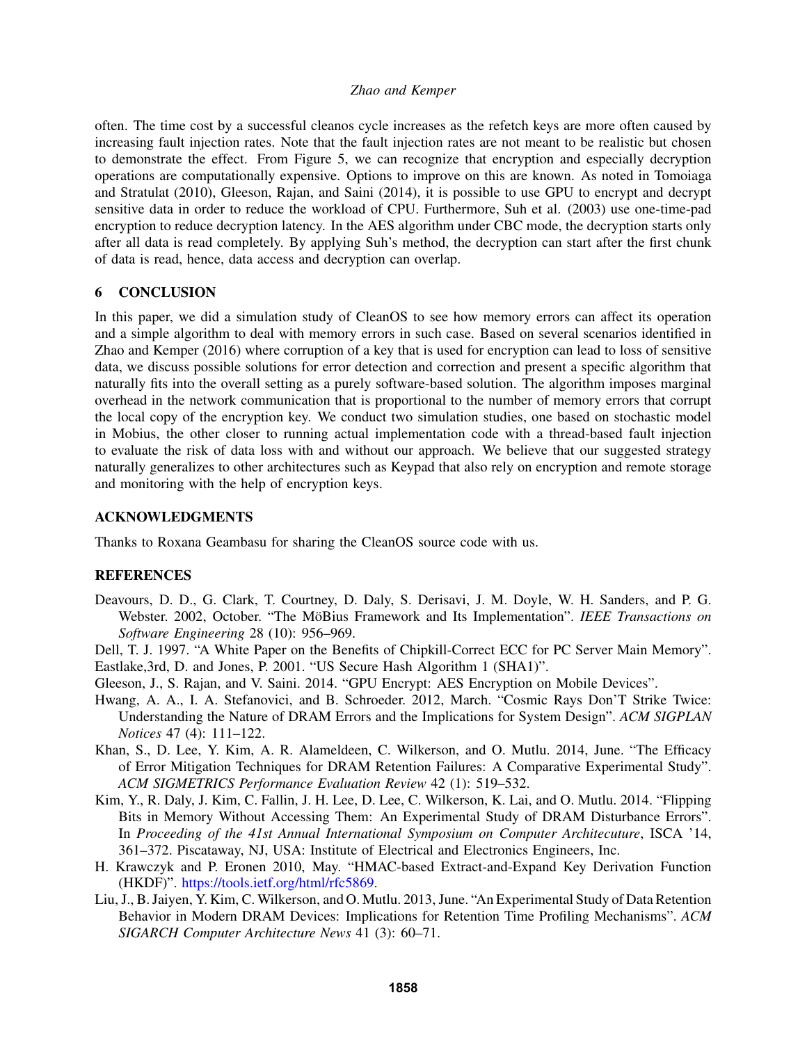often. The time cost by a successful cleanos cycle increases as the refetch keys are more often caused by increasing fault injection rates. Note that the fault injection rates are not meant to be realistic but chosen to demonstrate the effect. From Figure 5, we can recognize that encryption and especially decryption operations are computationally expensive. Options to improve on this are known. As noted in Tomoiaga and Stratulat (2010), Gleeson, Rajan, and Saini (2014), it is possible to use GPU to encrypt and decrypt sensitive data in order to reduce the workload of CPU. Furthermore, Suh et al. (2003) use one-time-pad encryption to reduce decryption latency. In the AES algorithm under CBC mode, the decryption starts only after all data is read completely. By applying Suh's method, the decryption can start after the first chunk of data is read, hence, data access and decryption can overlap.

## 6 CONCLUSION

In this paper, we did a simulation study of CleanOS to see how memory errors can affect its operation and a simple algorithm to deal with memory errors in such case. Based on several scenarios identified in Zhao and Kemper (2016) where corruption of a key that is used for encryption can lead to loss of sensitive data, we discuss possible solutions for error detection and correction and present a specific algorithm that naturally fits into the overall setting as a purely software-based solution. The algorithm imposes marginal overhead in the network communication that is proportional to the number of memory errors that corrupt the local copy of the encryption key. We conduct two simulation studies, one based on stochastic model in Mobius, the other closer to running actual implementation code with a thread-based fault injection to evaluate the risk of data loss with and without our approach. We believe that our suggested strategy naturally generalizes to other architectures such as Keypad that also rely on encryption and remote storage and monitoring with the help of encryption keys.

## ACKNOWLEDGMENTS

Thanks to Roxana Geambasu for sharing the CleanOS source code with us.

## REFERENCES

Deavours, D. D., G. Clark, T. Courtney, D. Daly, S. Derisavi, J. M. Doyle, W. H. Sanders, and P. G. Webster. 2002, October. "The MöBius Framework and Its Implementation". *IEEE Transactions on Software Engineering* 28 (10): 956–969.

Dell, T. J. 1997. "A White Paper on the Benefits of Chipkill-Correct ECC for PC Server Main Memory".

Eastlake,3rd, D. and Jones, P. 2001. "US Secure Hash Algorithm 1 (SHA1)".

Gleeson, J., S. Rajan, and V. Saini. 2014. "GPU Encrypt: AES Encryption on Mobile Devices".

Hwang, A. A., I. A. Stefanovici, and B. Schroeder. 2012, March. "Cosmic Rays Don'T Strike Twice: Understanding the Nature of DRAM Errors and the Implications for System Design". *ACM SIGPLAN Notices* 47 (4): 111–122.

Khan, S., D. Lee, Y. Kim, A. R. Alameldeen, C. Wilkerson, and O. Mutlu. 2014, June. "The Efficacy of Error Mitigation Techniques for DRAM Retention Failures: A Comparative Experimental Study". *ACM SIGMETRICS Performance Evaluation Review* 42 (1): 519–532.

Kim, Y., R. Daly, J. Kim, C. Fallin, J. H. Lee, D. Lee, C. Wilkerson, K. Lai, and O. Mutlu. 2014. "Flipping Bits in Memory Without Accessing Them: An Experimental Study of DRAM Disturbance Errors". In *Proceeding of the 41st Annual International Symposium on Computer Architecuture*, ISCA '14, 361–372. Piscataway, NJ, USA: Institute of Electrical and Electronics Engineers, Inc.

H. Krawczyk and P. Eronen 2010, May. "HMAC-based Extract-and-Expand Key Derivation Function (HKDF)". https://tools.ietf.org/html/rfc5869.

Liu, J., B. Jaiyen, Y. Kim, C. Wilkerson, and O. Mutlu. 2013, June. "An Experimental Study of Data Retention Behavior in Modern DRAM Devices: Implications for Retention Time Profiling Mechanisms". *ACM SIGARCH Computer Architecture News* 41 (3): 60–71.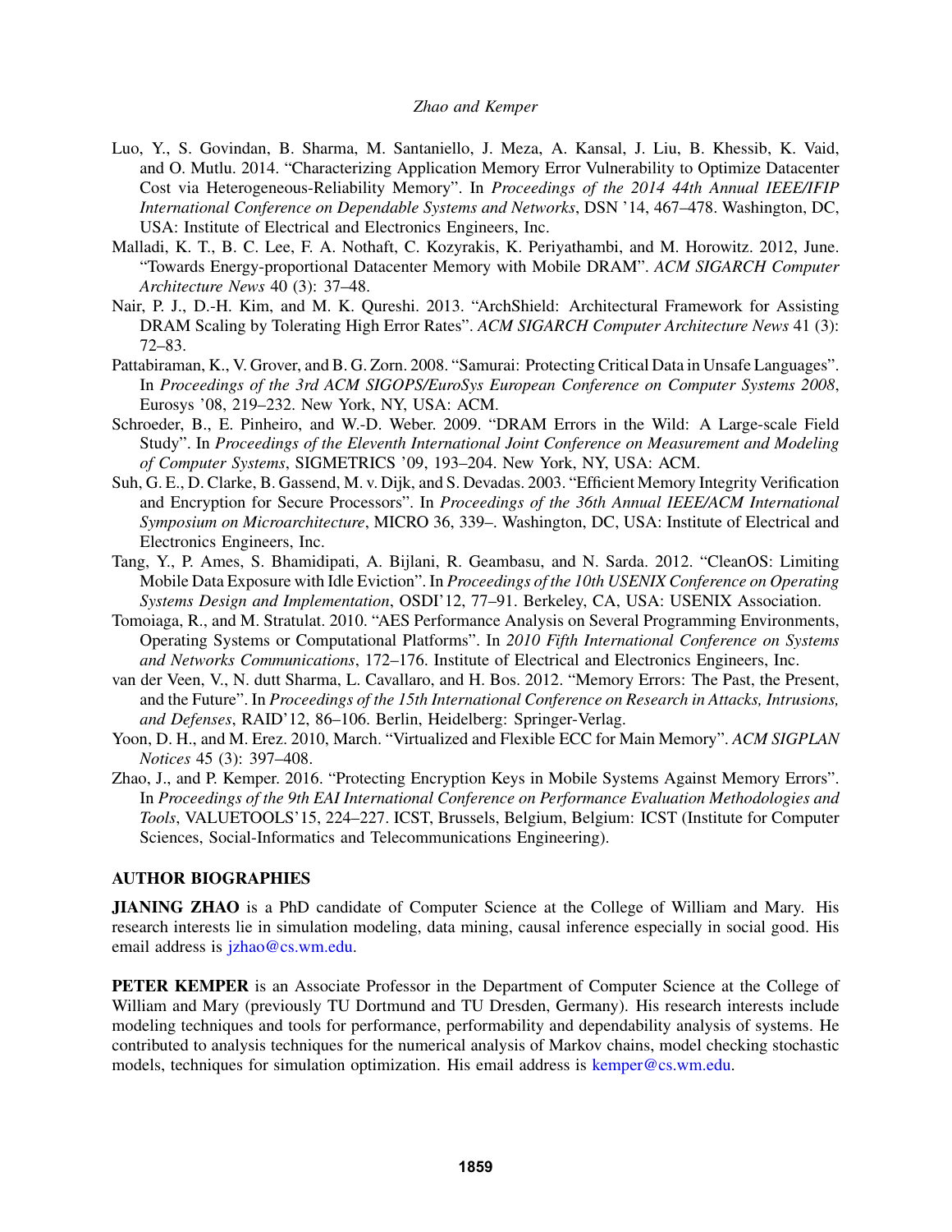Luo, Y., S. Govindan, B. Sharma, M. Santaniello, J. Meza, A. Kansal, J. Liu, B. Khessib, K. Vaid, and O. Mutlu. 2014. “Characterizing Application Memory Error Vulnerability to Optimize Datacenter Cost via Heterogeneous-Reliability Memory”. In *Proceedings of the 2014 44th Annual IEEE/IFIP International Conference on Dependable Systems and Networks*, DSN ’14, 467–478. Washington, DC, USA: Institute of Electrical and Electronics Engineers, Inc.

Malladi, K. T., B. C. Lee, F. A. Nothaft, C. Kozyrakis, K. Periyathambi, and M. Horowitz. 2012, June. “Towards Energy-proportional Datacenter Memory with Mobile DRAM”. *ACM SIGARCH Computer Architecture News* 40 (3): 37–48.

Nair, P. J., D.-H. Kim, and M. K. Qureshi. 2013. “ArchShield: Architectural Framework for Assisting DRAM Scaling by Tolerating High Error Rates”. *ACM SIGARCH Computer Architecture News* 41 (3): 72–83.

Pattabiraman, K., V. Grover, and B. G. Zorn. 2008. “Samurai: Protecting Critical Data in Unsafe Languages”. In *Proceedings of the 3rd ACM SIGOPS/EuroSys European Conference on Computer Systems 2008*, Eurosys ’08, 219–232. New York, NY, USA: ACM.

Schroeder, B., E. Pinheiro, and W.-D. Weber. 2009. “DRAM Errors in the Wild: A Large-scale Field Study”. In *Proceedings of the Eleventh International Joint Conference on Measurement and Modeling of Computer Systems*, SIGMETRICS ’09, 193–204. New York, NY, USA: ACM.

Suh, G. E., D. Clarke, B. Gassend, M. v. Dijk, and S. Devadas. 2003. “Efficient Memory Integrity Verification and Encryption for Secure Processors”. In *Proceedings of the 36th Annual IEEE/ACM International Symposium on Microarchitecture*, MICRO 36, 339–. Washington, DC, USA: Institute of Electrical and Electronics Engineers, Inc.

Tang, Y., P. Ames, S. Bhamidipati, A. Bijlani, R. Geambasu, and N. Sarda. 2012. “CleanOS: Limiting Mobile Data Exposure with Idle Eviction”. In *Proceedings of the 10th USENIX Conference on Operating Systems Design and Implementation*, OSDI’12, 77–91. Berkeley, CA, USA: USENIX Association.

Tomoiaga, R., and M. Stratulat. 2010. “AES Performance Analysis on Several Programming Environments, Operating Systems or Computational Platforms”. In *2010 Fifth International Conference on Systems and Networks Communications*, 172–176. Institute of Electrical and Electronics Engineers, Inc.

van der Veen, V., N. dutt Sharma, L. Cavallaro, and H. Bos. 2012. “Memory Errors: The Past, the Present, and the Future”. In *Proceedings of the 15th International Conference on Research in Attacks, Intrusions, and Defenses*, RAID’12, 86–106. Berlin, Heidelberg: Springer-Verlag.

Yoon, D. H., and M. Erez. 2010, March. “Virtualized and Flexible ECC for Main Memory”. *ACM SIGPLAN Notices* 45 (3): 397–408.

Zhao, J., and P. Kemper. 2016. “Protecting Encryption Keys in Mobile Systems Against Memory Errors”. In *Proceedings of the 9th EAI International Conference on Performance Evaluation Methodologies and Tools*, VALUETOOLS’15, 224–227. ICST, Brussels, Belgium, Belgium: ICST (Institute for Computer Sciences, Social-Informatics and Telecommunications Engineering).

## AUTHOR BIOGRAPHIES

**JIANING ZHAO** is a PhD candidate of Computer Science at the College of William and Mary. His research interests lie in simulation modeling, data mining, causal inference especially in social good. His email address is jzhao@cs.wm.edu.

**PETER KEMPER** is an Associate Professor in the Department of Computer Science at the College of William and Mary (previously TU Dortmund and TU Dresden, Germany). His research interests include modeling techniques and tools for performance, performability and dependability analysis of systems. He contributed to analysis techniques for the numerical analysis of Markov chains, model checking stochastic models, techniques for simulation optimization. His email address is kemper@cs.wm.edu.